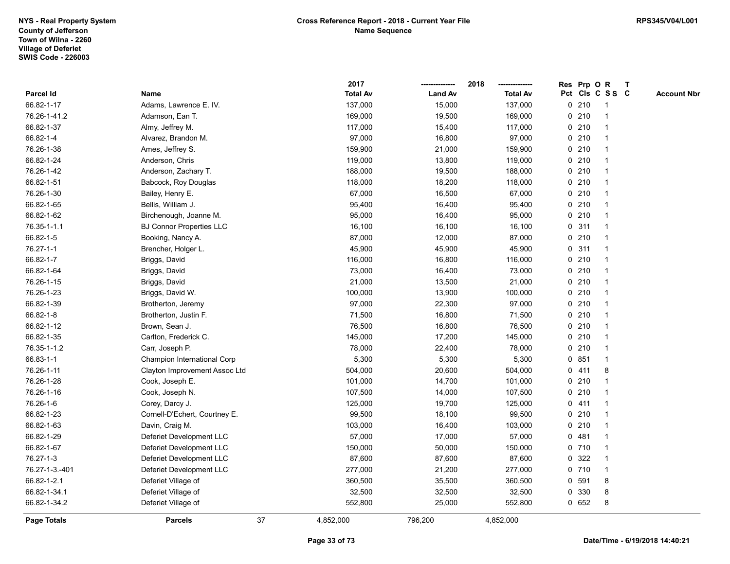NYS - Real Property System
County of Jefferson
Town of Wilna - 2260
Village of Deferiet
SWIS Code - 226003

**Cross Reference Report - 2018 - Current Year File**
**Name Sequence**

RPS345/V04/L001

| Parcel Id | Name | 2017 Total Av | 2018 Land Av | 2018 Total Av | Res Pct | Prp Cls | O C | R S S | T C | Account Nbr |
|---|---|---|---|---|---|---|---|---|---|---|
| 66.82-1-17 | Adams, Lawrence E. IV. | 137,000 | 15,000 | 137,000 | 0 | 210 | | 1 | | |
| 76.26-1-41.2 | Adamson, Ean T. | 169,000 | 19,500 | 169,000 | 0 | 210 | | 1 | | |
| 66.82-1-37 | Almy, Jeffrey M. | 117,000 | 15,400 | 117,000 | 0 | 210 | | 1 | | |
| 66.82-1-4 | Alvarez, Brandon M. | 97,000 | 16,800 | 97,000 | 0 | 210 | | 1 | | |
| 76.26-1-38 | Ames, Jeffrey S. | 159,900 | 21,000 | 159,900 | 0 | 210 | | 1 | | |
| 66.82-1-24 | Anderson, Chris | 119,000 | 13,800 | 119,000 | 0 | 210 | | 1 | | |
| 76.26-1-42 | Anderson, Zachary T. | 188,000 | 19,500 | 188,000 | 0 | 210 | | 1 | | |
| 66.82-1-51 | Babcock, Roy Douglas | 118,000 | 18,200 | 118,000 | 0 | 210 | | 1 | | |
| 76.26-1-30 | Bailey, Henry E. | 67,000 | 16,500 | 67,000 | 0 | 210 | | 1 | | |
| 66.82-1-65 | Bellis, William J. | 95,400 | 16,400 | 95,400 | 0 | 210 | | 1 | | |
| 66.82-1-62 | Birchenough, Joanne M. | 95,000 | 16,400 | 95,000 | 0 | 210 | | 1 | | |
| 76.35-1-1.1 | BJ Connor Properties LLC | 16,100 | 16,100 | 16,100 | 0 | 311 | | 1 | | |
| 66.82-1-5 | Booking, Nancy A. | 87,000 | 12,000 | 87,000 | 0 | 210 | | 1 | | |
| 76.27-1-1 | Brencher, Holger L. | 45,900 | 45,900 | 45,900 | 0 | 311 | | 1 | | |
| 66.82-1-7 | Briggs, David | 116,000 | 16,800 | 116,000 | 0 | 210 | | 1 | | |
| 66.82-1-64 | Briggs, David | 73,000 | 16,400 | 73,000 | 0 | 210 | | 1 | | |
| 76.26-1-15 | Briggs, David | 21,000 | 13,500 | 21,000 | 0 | 210 | | 1 | | |
| 76.26-1-23 | Briggs, David W. | 100,000 | 13,900 | 100,000 | 0 | 210 | | 1 | | |
| 66.82-1-39 | Brotherton, Jeremy | 97,000 | 22,300 | 97,000 | 0 | 210 | | 1 | | |
| 66.82-1-8 | Brotherton, Justin F. | 71,500 | 16,800 | 71,500 | 0 | 210 | | 1 | | |
| 66.82-1-12 | Brown, Sean J. | 76,500 | 16,800 | 76,500 | 0 | 210 | | 1 | | |
| 66.82-1-35 | Carlton, Frederick C. | 145,000 | 17,200 | 145,000 | 0 | 210 | | 1 | | |
| 76.35-1-1.2 | Carr, Joseph P. | 78,000 | 22,400 | 78,000 | 0 | 210 | | 1 | | |
| 66.83-1-1 | Champion International Corp | 5,300 | 5,300 | 5,300 | 0 | 851 | | 1 | | |
| 76.26-1-11 | Clayton Improvement Assoc Ltd | 504,000 | 20,600 | 504,000 | 0 | 411 | | 8 | | |
| 76.26-1-28 | Cook, Joseph E. | 101,000 | 14,700 | 101,000 | 0 | 210 | | 1 | | |
| 76.26-1-16 | Cook, Joseph N. | 107,500 | 14,000 | 107,500 | 0 | 210 | | 1 | | |
| 76.26-1-6 | Corey, Darcy J. | 125,000 | 19,700 | 125,000 | 0 | 411 | | 1 | | |
| 66.82-1-23 | Cornell-D'Echert, Courtney E. | 99,500 | 18,100 | 99,500 | 0 | 210 | | 1 | | |
| 66.82-1-63 | Davin, Craig M. | 103,000 | 16,400 | 103,000 | 0 | 210 | | 1 | | |
| 66.82-1-29 | Deferiet Development LLC | 57,000 | 17,000 | 57,000 | 0 | 481 | | 1 | | |
| 66.82-1-67 | Deferiet Development LLC | 150,000 | 50,000 | 150,000 | 0 | 710 | | 1 | | |
| 76.27-1-3 | Deferiet Development LLC | 87,600 | 87,600 | 87,600 | 0 | 322 | | 1 | | |
| 76.27-1-3.-401 | Deferiet Development LLC | 277,000 | 21,200 | 277,000 | 0 | 710 | | 1 | | |
| 66.82-1-2.1 | Deferiet Village of | 360,500 | 35,500 | 360,500 | 0 | 591 | | 8 | | |
| 66.82-1-34.1 | Deferiet Village of | 32,500 | 32,500 | 32,500 | 0 | 330 | | 8 | | |
| 66.82-1-34.2 | Deferiet Village of | 552,800 | 25,000 | 552,800 | 0 | 652 | | 8 | | |
| **Page Totals** | **Parcels** 37 | 4,852,000 | 796,200 | 4,852,000 | | | | | | |

Date/Time - 6/19/2018 14:40:21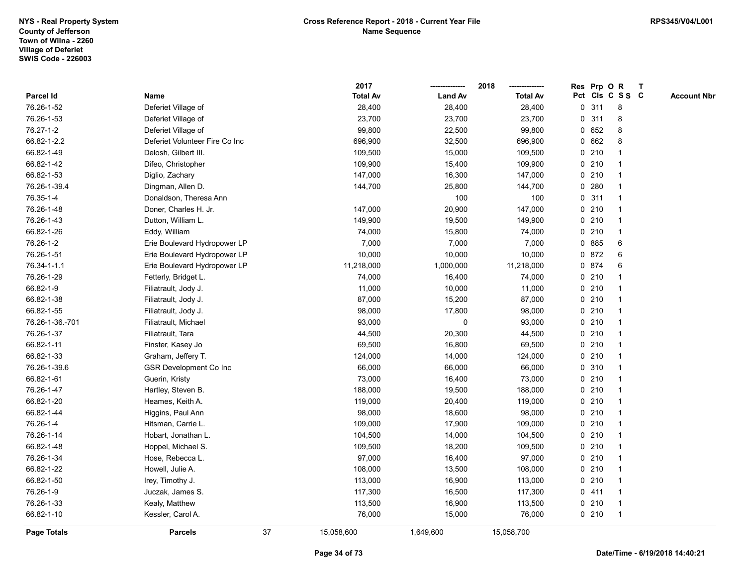NYS - Real Property System
County of Jefferson
Town of Wilna - 2260
Village of Deferiet
SWIS Code - 226003

**Cross Reference Report - 2018 - Current Year File**
**Name Sequence**

RPS345/V04/L001

| Parcel Id | Name | 2017 Total Av | 2018 Land Av | 2018 Total Av | Res Pct | Prp Cls | O C | R S S | T C | Account Nbr |
|---|---|---|---|---|---|---|---|---|---|---|
| 76.26-1-52 | Deferiet Village of | 28,400 | 28,400 | 28,400 | 0 | 311 | | 8 | | |
| 76.26-1-53 | Deferiet Village of | 23,700 | 23,700 | 23,700 | 0 | 311 | | 8 | | |
| 76.27-1-2 | Deferiet Village of | 99,800 | 22,500 | 99,800 | 0 | 652 | | 8 | | |
| 66.82-1-2.2 | Deferiet Volunteer Fire Co Inc | 696,900 | 32,500 | 696,900 | 0 | 662 | | 8 | | |
| 66.82-1-49 | Delosh, Gilbert III. | 109,500 | 15,000 | 109,500 | 0 | 210 | | 1 | | |
| 66.82-1-42 | Difeo, Christopher | 109,900 | 15,400 | 109,900 | 0 | 210 | | 1 | | |
| 66.82-1-53 | Diglio, Zachary | 147,000 | 16,300 | 147,000 | 0 | 210 | | 1 | | |
| 76.26-1-39.4 | Dingman, Allen D. | 144,700 | 25,800 | 144,700 | 0 | 280 | | 1 | | |
| 76.35-1-4 | Donaldson, Theresa Ann | | 100 | 100 | 0 | 311 | | 1 | | |
| 76.26-1-48 | Doner, Charles H. Jr. | 147,000 | 20,900 | 147,000 | 0 | 210 | | 1 | | |
| 76.26-1-43 | Dutton, William L. | 149,900 | 19,500 | 149,900 | 0 | 210 | | 1 | | |
| 66.82-1-26 | Eddy, William | 74,000 | 15,800 | 74,000 | 0 | 210 | | 1 | | |
| 76.26-1-2 | Erie Boulevard Hydropower LP | 7,000 | 7,000 | 7,000 | 0 | 885 | | 6 | | |
| 76.26-1-51 | Erie Boulevard Hydropower LP | 10,000 | 10,000 | 10,000 | 0 | 872 | | 6 | | |
| 76.34-1-1.1 | Erie Boulevard Hydropower LP | 11,218,000 | 1,000,000 | 11,218,000 | 0 | 874 | | 6 | | |
| 76.26-1-29 | Fetterly, Bridget L. | 74,000 | 16,400 | 74,000 | 0 | 210 | | 1 | | |
| 66.82-1-9 | Filiatrault, Jody J. | 11,000 | 10,000 | 11,000 | 0 | 210 | | 1 | | |
| 66.82-1-38 | Filiatrault, Jody J. | 87,000 | 15,200 | 87,000 | 0 | 210 | | 1 | | |
| 66.82-1-55 | Filiatrault, Jody J. | 98,000 | 17,800 | 98,000 | 0 | 210 | | 1 | | |
| 76.26-1-36.-701 | Filiatrault, Michael | 93,000 | 0 | 93,000 | 0 | 210 | | 1 | | |
| 76.26-1-37 | Filiatrault, Tara | 44,500 | 20,300 | 44,500 | 0 | 210 | | 1 | | |
| 66.82-1-11 | Finster, Kasey Jo | 69,500 | 16,800 | 69,500 | 0 | 210 | | 1 | | |
| 66.82-1-33 | Graham, Jeffery T. | 124,000 | 14,000 | 124,000 | 0 | 210 | | 1 | | |
| 76.26-1-39.6 | GSR Development Co Inc | 66,000 | 66,000 | 66,000 | 0 | 310 | | 1 | | |
| 66.82-1-61 | Guerin, Kristy | 73,000 | 16,400 | 73,000 | 0 | 210 | | 1 | | |
| 76.26-1-47 | Hartley, Steven B. | 188,000 | 19,500 | 188,000 | 0 | 210 | | 1 | | |
| 66.82-1-20 | Heames, Keith A. | 119,000 | 20,400 | 119,000 | 0 | 210 | | 1 | | |
| 66.82-1-44 | Higgins, Paul Ann | 98,000 | 18,600 | 98,000 | 0 | 210 | | 1 | | |
| 76.26-1-4 | Hitsman, Carrie L. | 109,000 | 17,900 | 109,000 | 0 | 210 | | 1 | | |
| 76.26-1-14 | Hobart, Jonathan L. | 104,500 | 14,000 | 104,500 | 0 | 210 | | 1 | | |
| 66.82-1-48 | Hoppel, Michael S. | 109,500 | 18,200 | 109,500 | 0 | 210 | | 1 | | |
| 76.26-1-34 | Hose, Rebecca L. | 97,000 | 16,400 | 97,000 | 0 | 210 | | 1 | | |
| 66.82-1-22 | Howell, Julie A. | 108,000 | 13,500 | 108,000 | 0 | 210 | | 1 | | |
| 66.82-1-50 | Irey, Timothy J. | 113,000 | 16,900 | 113,000 | 0 | 210 | | 1 | | |
| 76.26-1-9 | Juczak, James S. | 117,300 | 16,500 | 117,300 | 0 | 411 | | 1 | | |
| 76.26-1-33 | Kealy, Matthew | 113,500 | 16,900 | 113,500 | 0 | 210 | | 1 | | |
| 66.82-1-10 | Kessler, Carol A. | 76,000 | 15,000 | 76,000 | 0 | 210 | | 1 | | |
| **Page Totals** | **Parcels** 37 | 15,058,600 | 1,649,600 | 15,058,700 | | | | | | |

Date/Time - 6/19/2018 14:40:21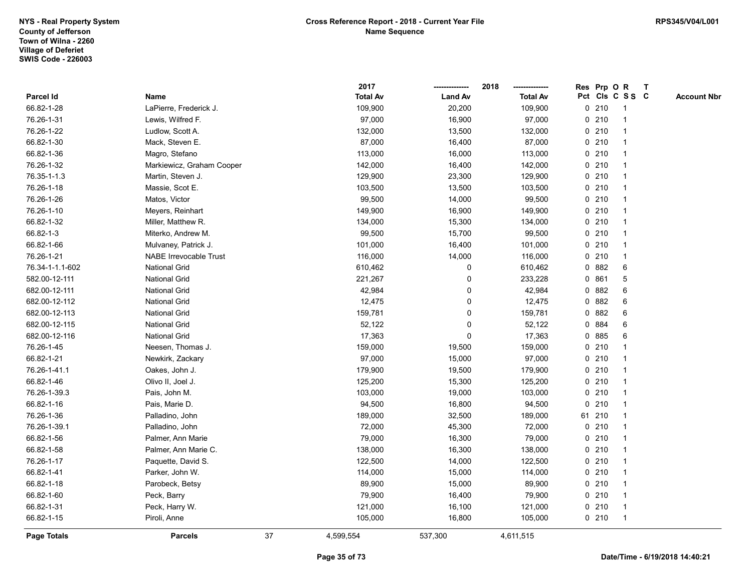NYS - Real Property System
County of Jefferson
Town of Wilna - 2260
Village of Deferiet
SWIS Code - 226003

**Cross Reference Report - 2018 - Current Year File**
**Name Sequence**

RPS345/V04/L001

| Parcel Id | Name | 2017 Total Av | 2018 Land Av | 2018 Total Av | Res Pct | Prp Cls | O C | R S S | T C | Account Nbr |
|---|---|---|---|---|---|---|---|---|---|---|
| 66.82-1-28 | LaPierre, Frederick J. | 109,900 | 20,200 | 109,900 | 0 | 210 | | 1 | | |
| 76.26-1-31 | Lewis, Wilfred F. | 97,000 | 16,900 | 97,000 | 0 | 210 | | 1 | | |
| 76.26-1-22 | Ludlow, Scott A. | 132,000 | 13,500 | 132,000 | 0 | 210 | | 1 | | |
| 66.82-1-30 | Mack, Steven E. | 87,000 | 16,400 | 87,000 | 0 | 210 | | 1 | | |
| 66.82-1-36 | Magro, Stefano | 113,000 | 16,000 | 113,000 | 0 | 210 | | 1 | | |
| 76.26-1-32 | Markiewicz, Graham Cooper | 142,000 | 16,400 | 142,000 | 0 | 210 | | 1 | | |
| 76.35-1-1.3 | Martin, Steven J. | 129,900 | 23,300 | 129,900 | 0 | 210 | | 1 | | |
| 76.26-1-18 | Massie, Scot E. | 103,500 | 13,500 | 103,500 | 0 | 210 | | 1 | | |
| 76.26-1-26 | Matos, Victor | 99,500 | 14,000 | 99,500 | 0 | 210 | | 1 | | |
| 76.26-1-10 | Meyers, Reinhart | 149,900 | 16,900 | 149,900 | 0 | 210 | | 1 | | |
| 66.82-1-32 | Miller, Matthew R. | 134,000 | 15,300 | 134,000 | 0 | 210 | | 1 | | |
| 66.82-1-3 | Miterko, Andrew M. | 99,500 | 15,700 | 99,500 | 0 | 210 | | 1 | | |
| 66.82-1-66 | Mulvaney, Patrick J. | 101,000 | 16,400 | 101,000 | 0 | 210 | | 1 | | |
| 76.26-1-21 | NABE Irrevocable Trust | 116,000 | 14,000 | 116,000 | 0 | 210 | | 1 | | |
| 76.34-1-1.1-602 | National Grid | 610,462 | 0 | 610,462 | 0 | 882 | | 6 | | |
| 582.00-12-111 | National Grid | 221,267 | 0 | 233,228 | 0 | 861 | | 5 | | |
| 682.00-12-111 | National Grid | 42,984 | 0 | 42,984 | 0 | 882 | | 6 | | |
| 682.00-12-112 | National Grid | 12,475 | 0 | 12,475 | 0 | 882 | | 6 | | |
| 682.00-12-113 | National Grid | 159,781 | 0 | 159,781 | 0 | 882 | | 6 | | |
| 682.00-12-115 | National Grid | 52,122 | 0 | 52,122 | 0 | 884 | | 6 | | |
| 682.00-12-116 | National Grid | 17,363 | 0 | 17,363 | 0 | 885 | | 6 | | |
| 76.26-1-45 | Neesen, Thomas J. | 159,000 | 19,500 | 159,000 | 0 | 210 | | 1 | | |
| 66.82-1-21 | Newkirk, Zackary | 97,000 | 15,000 | 97,000 | 0 | 210 | | 1 | | |
| 76.26-1-41.1 | Oakes, John J. | 179,900 | 19,500 | 179,900 | 0 | 210 | | 1 | | |
| 66.82-1-46 | Olivo II, Joel J. | 125,200 | 15,300 | 125,200 | 0 | 210 | | 1 | | |
| 76.26-1-39.3 | Pais, John M. | 103,000 | 19,000 | 103,000 | 0 | 210 | | 1 | | |
| 66.82-1-16 | Pais, Marie D. | 94,500 | 16,800 | 94,500 | 0 | 210 | | 1 | | |
| 76.26-1-36 | Palladino, John | 189,000 | 32,500 | 189,000 | 61 | 210 | | 1 | | |
| 76.26-1-39.1 | Palladino, John | 72,000 | 45,300 | 72,000 | 0 | 210 | | 1 | | |
| 66.82-1-56 | Palmer, Ann Marie | 79,000 | 16,300 | 79,000 | 0 | 210 | | 1 | | |
| 66.82-1-58 | Palmer, Ann Marie C. | 138,000 | 16,300 | 138,000 | 0 | 210 | | 1 | | |
| 76.26-1-17 | Paquette, David S. | 122,500 | 14,000 | 122,500 | 0 | 210 | | 1 | | |
| 66.82-1-41 | Parker, John W. | 114,000 | 15,000 | 114,000 | 0 | 210 | | 1 | | |
| 66.82-1-18 | Parobeck, Betsy | 89,900 | 15,000 | 89,900 | 0 | 210 | | 1 | | |
| 66.82-1-60 | Peck, Barry | 79,900 | 16,400 | 79,900 | 0 | 210 | | 1 | | |
| 66.82-1-31 | Peck, Harry W. | 121,000 | 16,100 | 121,000 | 0 | 210 | | 1 | | |
| 66.82-1-15 | Piroli, Anne | 105,000 | 16,800 | 105,000 | 0 | 210 | | 1 | | |
| **Page Totals** | **Parcels** 37 | 4,599,554 | 537,300 | 4,611,515 | | | | | | |

Date/Time - 6/19/2018 14:40:21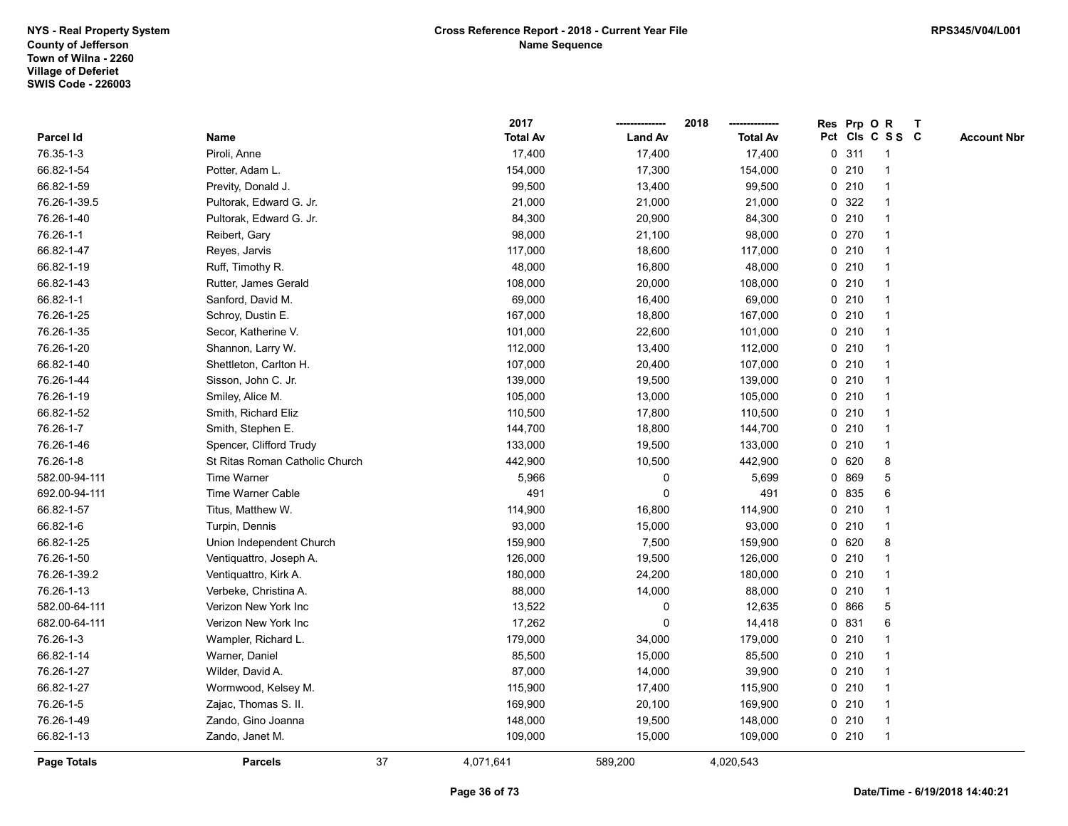NYS - Real Property System
County of Jefferson
Town of Wilna - 2260
Village of Deferiet
SWIS Code - 226003

**Cross Reference Report - 2018 - Current Year File**
**Name Sequence**

RPS345/V04/L001

| Parcel Id | Name | 2017 Total Av | 2018 Land Av | 2018 Total Av | Res Pct | Prp Cls | O C | R S S | T C | Account Nbr |
|---|---|---|---|---|---|---|---|---|---|---|
| 76.35-1-3 | Piroli, Anne | 17,400 | 17,400 | 17,400 | 0 | 311 | | 1 | | |
| 66.82-1-54 | Potter, Adam L. | 154,000 | 17,300 | 154,000 | 0 | 210 | | 1 | | |
| 66.82-1-59 | Previty, Donald J. | 99,500 | 13,400 | 99,500 | 0 | 210 | | 1 | | |
| 76.26-1-39.5 | Pultorak, Edward G. Jr. | 21,000 | 21,000 | 21,000 | 0 | 322 | | 1 | | |
| 76.26-1-40 | Pultorak, Edward G. Jr. | 84,300 | 20,900 | 84,300 | 0 | 210 | | 1 | | |
| 76.26-1-1 | Reibert, Gary | 98,000 | 21,100 | 98,000 | 0 | 270 | | 1 | | |
| 66.82-1-47 | Reyes, Jarvis | 117,000 | 18,600 | 117,000 | 0 | 210 | | 1 | | |
| 66.82-1-19 | Ruff, Timothy R. | 48,000 | 16,800 | 48,000 | 0 | 210 | | 1 | | |
| 66.82-1-43 | Rutter, James Gerald | 108,000 | 20,000 | 108,000 | 0 | 210 | | 1 | | |
| 66.82-1-1 | Sanford, David M. | 69,000 | 16,400 | 69,000 | 0 | 210 | | 1 | | |
| 76.26-1-25 | Schroy, Dustin E. | 167,000 | 18,800 | 167,000 | 0 | 210 | | 1 | | |
| 76.26-1-35 | Secor, Katherine V. | 101,000 | 22,600 | 101,000 | 0 | 210 | | 1 | | |
| 76.26-1-20 | Shannon, Larry W. | 112,000 | 13,400 | 112,000 | 0 | 210 | | 1 | | |
| 66.82-1-40 | Shettleton, Carlton H. | 107,000 | 20,400 | 107,000 | 0 | 210 | | 1 | | |
| 76.26-1-44 | Sisson, John C. Jr. | 139,000 | 19,500 | 139,000 | 0 | 210 | | 1 | | |
| 76.26-1-19 | Smiley, Alice M. | 105,000 | 13,000 | 105,000 | 0 | 210 | | 1 | | |
| 66.82-1-52 | Smith, Richard Eliz | 110,500 | 17,800 | 110,500 | 0 | 210 | | 1 | | |
| 76.26-1-7 | Smith, Stephen E. | 144,700 | 18,800 | 144,700 | 0 | 210 | | 1 | | |
| 76.26-1-46 | Spencer, Clifford Trudy | 133,000 | 19,500 | 133,000 | 0 | 210 | | 1 | | |
| 76.26-1-8 | St Ritas Roman Catholic Church | 442,900 | 10,500 | 442,900 | 0 | 620 | | 8 | | |
| 582.00-94-111 | Time Warner | 5,966 | 0 | 5,699 | 0 | 869 | | 5 | | |
| 692.00-94-111 | Time Warner Cable | 491 | 0 | 491 | 0 | 835 | | 6 | | |
| 66.82-1-57 | Titus, Matthew W. | 114,900 | 16,800 | 114,900 | 0 | 210 | | 1 | | |
| 66.82-1-6 | Turpin, Dennis | 93,000 | 15,000 | 93,000 | 0 | 210 | | 1 | | |
| 66.82-1-25 | Union Independent Church | 159,900 | 7,500 | 159,900 | 0 | 620 | | 8 | | |
| 76.26-1-50 | Ventiquattro, Joseph A. | 126,000 | 19,500 | 126,000 | 0 | 210 | | 1 | | |
| 76.26-1-39.2 | Ventiquattro, Kirk A. | 180,000 | 24,200 | 180,000 | 0 | 210 | | 1 | | |
| 76.26-1-13 | Verbeke, Christina A. | 88,000 | 14,000 | 88,000 | 0 | 210 | | 1 | | |
| 582.00-64-111 | Verizon New York Inc | 13,522 | 0 | 12,635 | 0 | 866 | | 5 | | |
| 682.00-64-111 | Verizon New York Inc | 17,262 | 0 | 14,418 | 0 | 831 | | 6 | | |
| 76.26-1-3 | Wampler, Richard L. | 179,000 | 34,000 | 179,000 | 0 | 210 | | 1 | | |
| 66.82-1-14 | Warner, Daniel | 85,500 | 15,000 | 85,500 | 0 | 210 | | 1 | | |
| 76.26-1-27 | Wilder, David A. | 87,000 | 14,000 | 39,900 | 0 | 210 | | 1 | | |
| 66.82-1-27 | Wormwood, Kelsey M. | 115,900 | 17,400 | 115,900 | 0 | 210 | | 1 | | |
| 76.26-1-5 | Zajac, Thomas S. II. | 169,900 | 20,100 | 169,900 | 0 | 210 | | 1 | | |
| 76.26-1-49 | Zando, Gino Joanna | 148,000 | 19,500 | 148,000 | 0 | 210 | | 1 | | |
| 66.82-1-13 | Zando, Janet M. | 109,000 | 15,000 | 109,000 | 0 | 210 | | 1 | | |
| **Page Totals** | **Parcels** 37 | 4,071,641 | 589,200 | 4,020,543 | | | | | | |

Date/Time - 6/19/2018 14:40:21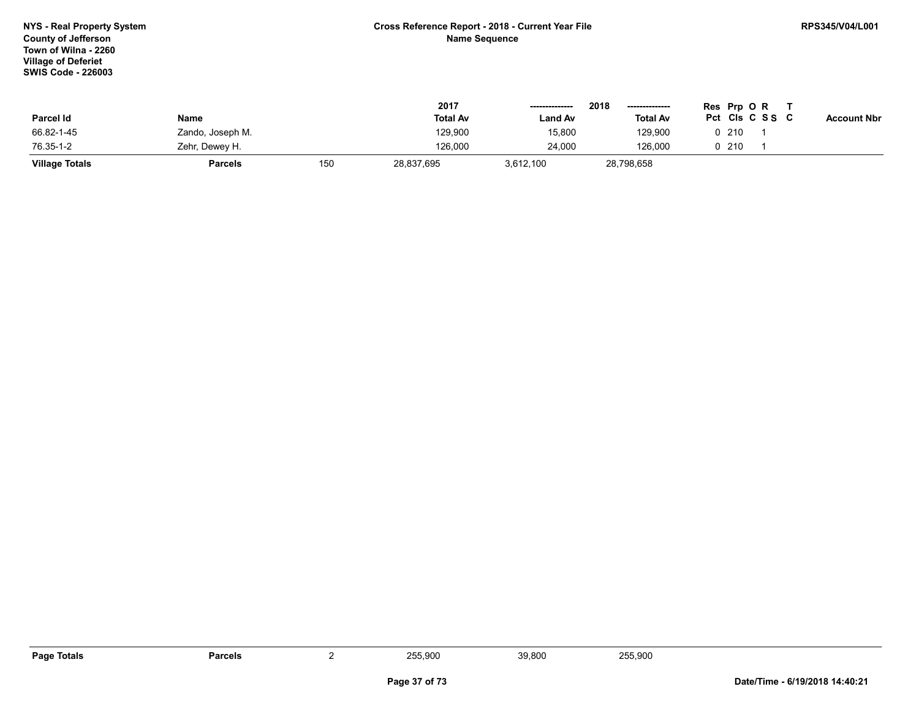| Parcel Id | Name | | 2017 Total Av | 2018 Land Av | 2018 Total Av | Res Pct | Prp Cls | O C | R S S | T C | Account Nbr |
|---|---|---|---|---|---|---|---|---|---|---|---|
| 66.82-1-45 | Zando, Joseph M. | | 129,900 | 15,800 | 129,900 | 0 | 210 | | 1 | | |
| 76.35-1-2 | Zehr, Dewey H. | | 126,000 | 24,000 | 126,000 | 0 | 210 | | 1 | | |
| **Village Totals** | **Parcels** | 150 | 28,837,695 | 3,612,100 | 28,798,658 | | | | | | |

| | | | | | |
|---|---|---|---|---|---|
| **Page Totals** | **Parcels** | 2 | 255,900 | 39,800 | 255,900 |